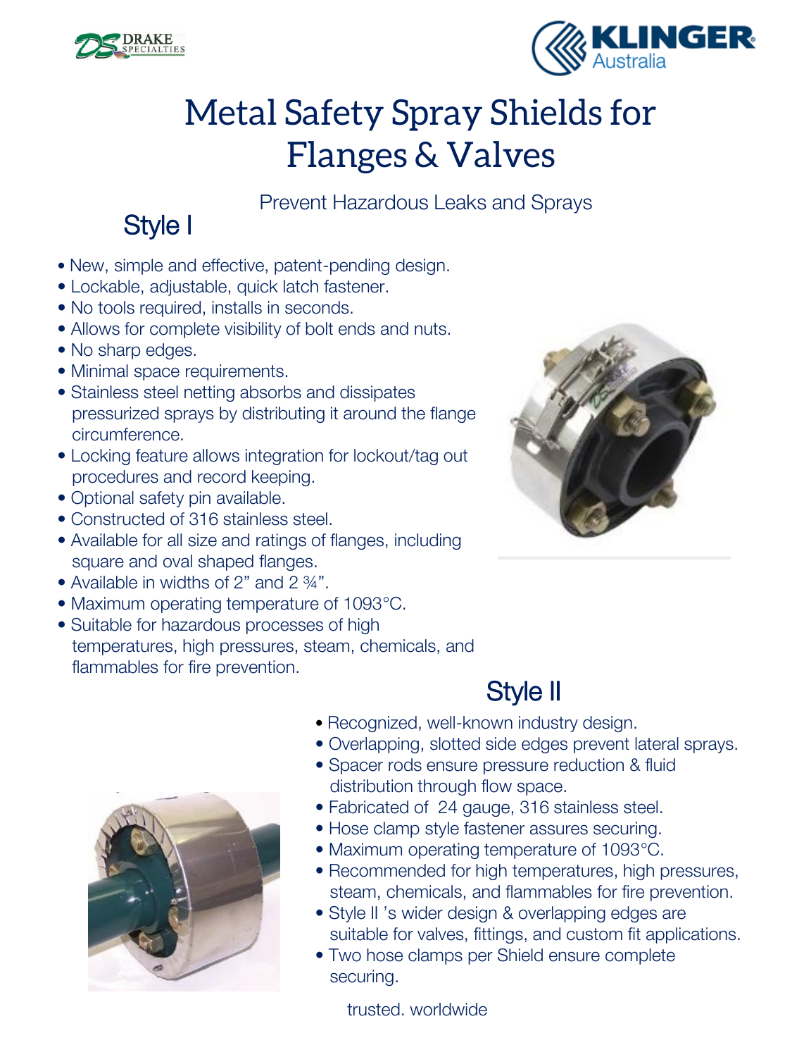# Metal Safety Spray Shields for Flanges & Valves

Prevent Hazardous Leaks and Sprays

## Style I

- New, simple and effective, patent-pending design.
- Lockable, adjustable, quick latch fastener.
- No tools required, installs in seconds.
- Allows for complete visibility of bolt ends and nuts.
- No sharp edges.
- Minimal space requirements.
- Stainless steel netting absorbs and dissipates pressurized sprays by distributing it around the flange circumference.
- Locking feature allows integration for lockout/tag out procedures and record keeping.
- Optional safety pin available.
- Constructed of 316 stainless steel.
- Available for all size and ratings of flanges, including square and oval shaped flanges.
- Available in widths of 2" and 2 ¾".
- Maximum operating temperature of 1093°C.
- Suitable for hazardous processes of high temperatures, high pressures, steam, chemicals, and flammables for fire prevention.

## Style II

- Recognized, well-known industry design.
- Overlapping, slotted side edges prevent lateral sprays.
- Spacer rods ensure pressure reduction & fluid distribution through flow space.
- Fabricated of 24 gauge, 316 stainless steel.
- Hose clamp style fastener assures securing.
- Maximum operating temperature of 1093°C.
- Recommended for high temperatures, high pressures, steam, chemicals, and flammables for fire prevention.
- Style II 's wider design & overlapping edges are suitable for valves, fittings, and custom fit applications.
- Two hose clamps per Shield ensure complete securing.

trusted. worldwide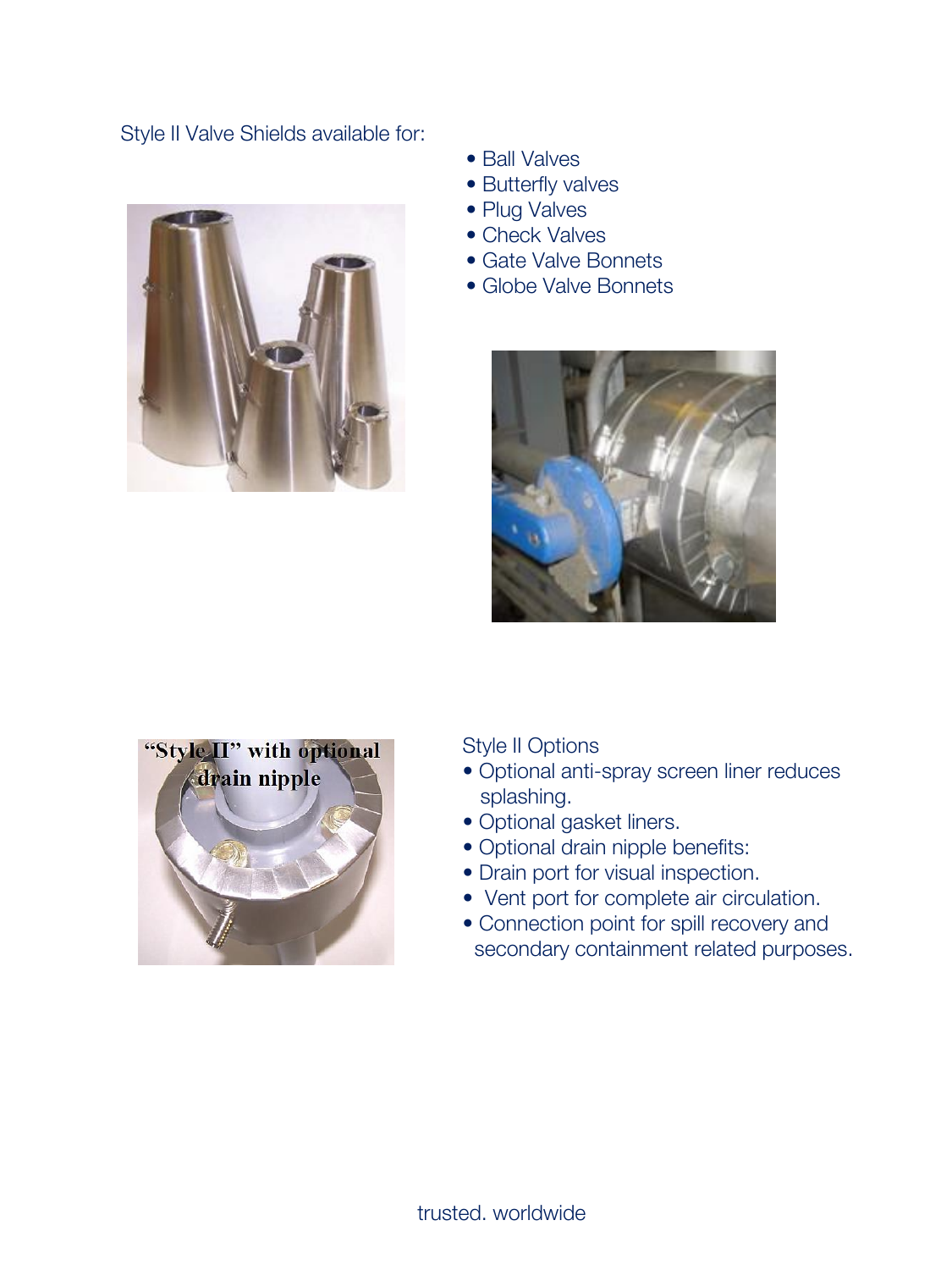Style II Valve Shields available for:

- Ball Valves
- Butterfly valves
- Plug Valves
- Check Valves
- Gate Valve Bonnets
- Globe Valve Bonnets

Style II Options

- Optional anti-spray screen liner reduces splashing.
- Optional gasket liners.
- Optional drain nipple benefits:
- Drain port for visual inspection.
- Vent port for complete air circulation.
- Connection point for spill recovery and secondary containment related purposes.

trusted. worldwide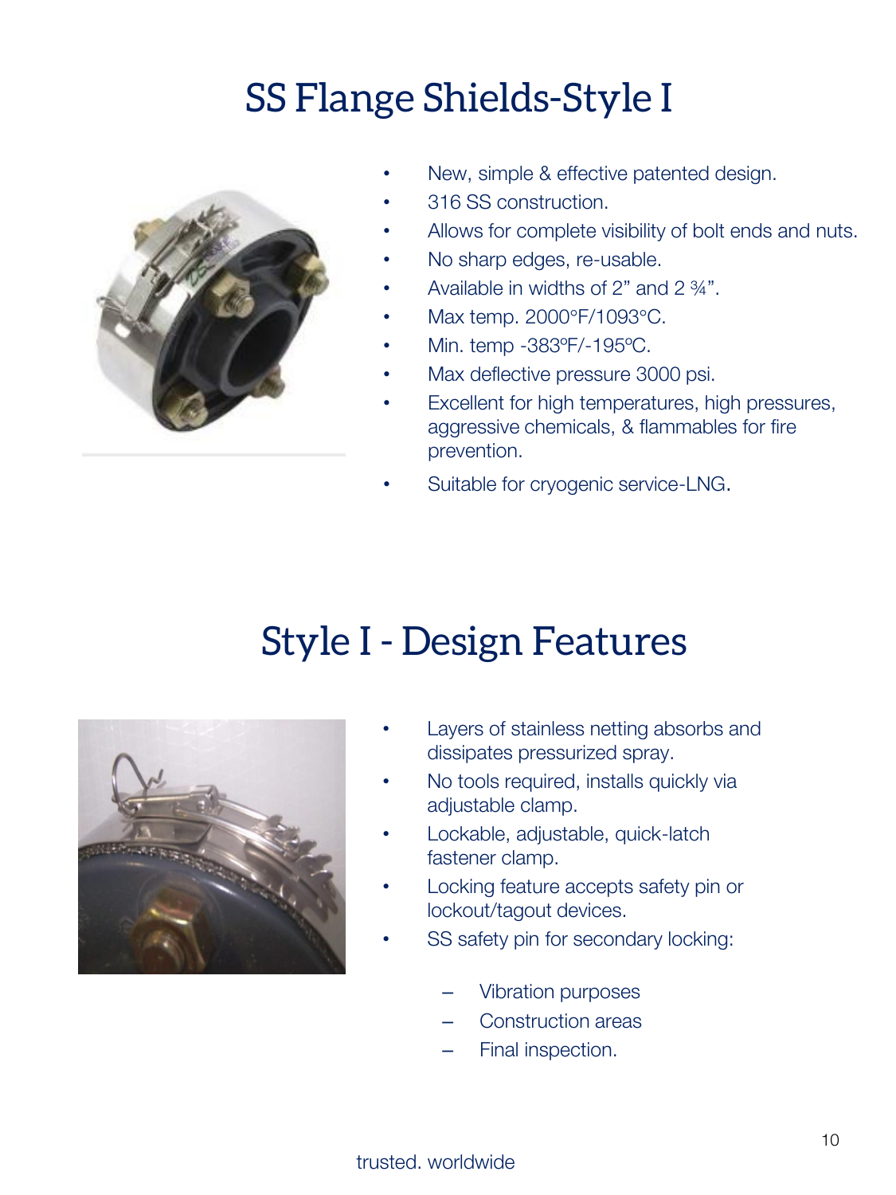# SS Flange Shields-Style I

- New, simple & effective patented design.
- 316 SS construction.
- Allows for complete visibility of bolt ends and nuts.
- No sharp edges, re-usable.
- Available in widths of 2” and 2 ¾”.
- Max temp. 2000°F/1093°C.
- Min. temp -383ºF/-195ºC.
- Max deflective pressure 3000 psi.
- Excellent for high temperatures, high pressures, aggressive chemicals, & flammables for fire prevention.
- Suitable for cryogenic service-LNG.

# Style I - Design Features

- Layers of stainless netting absorbs and dissipates pressurized spray.
- No tools required, installs quickly via adjustable clamp.
- Lockable, adjustable, quick-latch fastener clamp.
- Locking feature accepts safety pin or lockout/tagout devices.
- SS safety pin for secondary locking:
  - Vibration purposes
  - Construction areas
  - Final inspection.

trusted. worldwide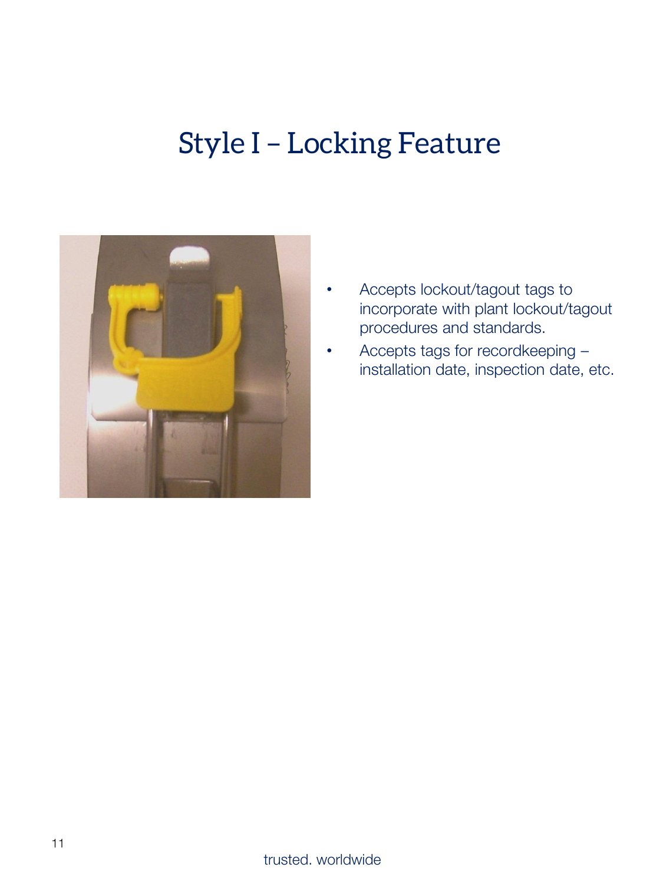# Style I – Locking Feature

- Accepts lockout/tagout tags to incorporate with plant lockout/tagout procedures and standards.
- Accepts tags for recordkeeping – installation date, inspection date, etc.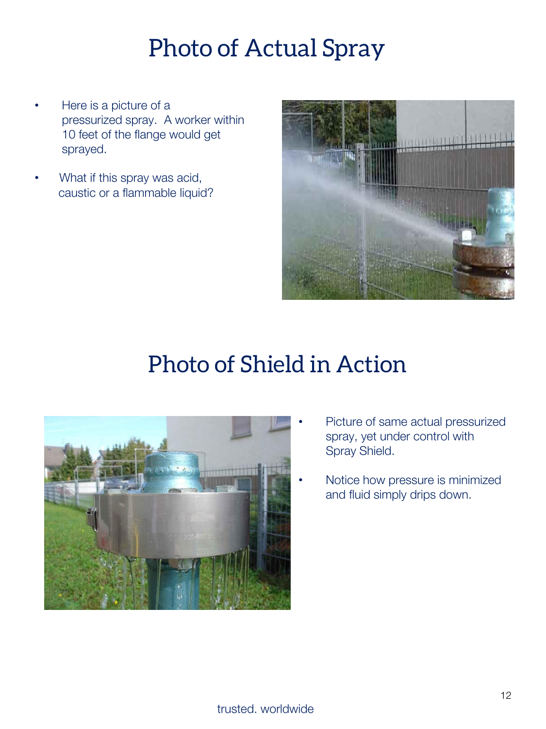# Photo of Actual Spray

- Here is a picture of a pressurized spray. A worker within 10 feet of the flange would get sprayed.
- What if this spray was acid, caustic or a flammable liquid?

# Photo of Shield in Action

- Picture of same actual pressurized spray, yet under control with Spray Shield.
- Notice how pressure is minimized and fluid simply drips down.

trusted. worldwide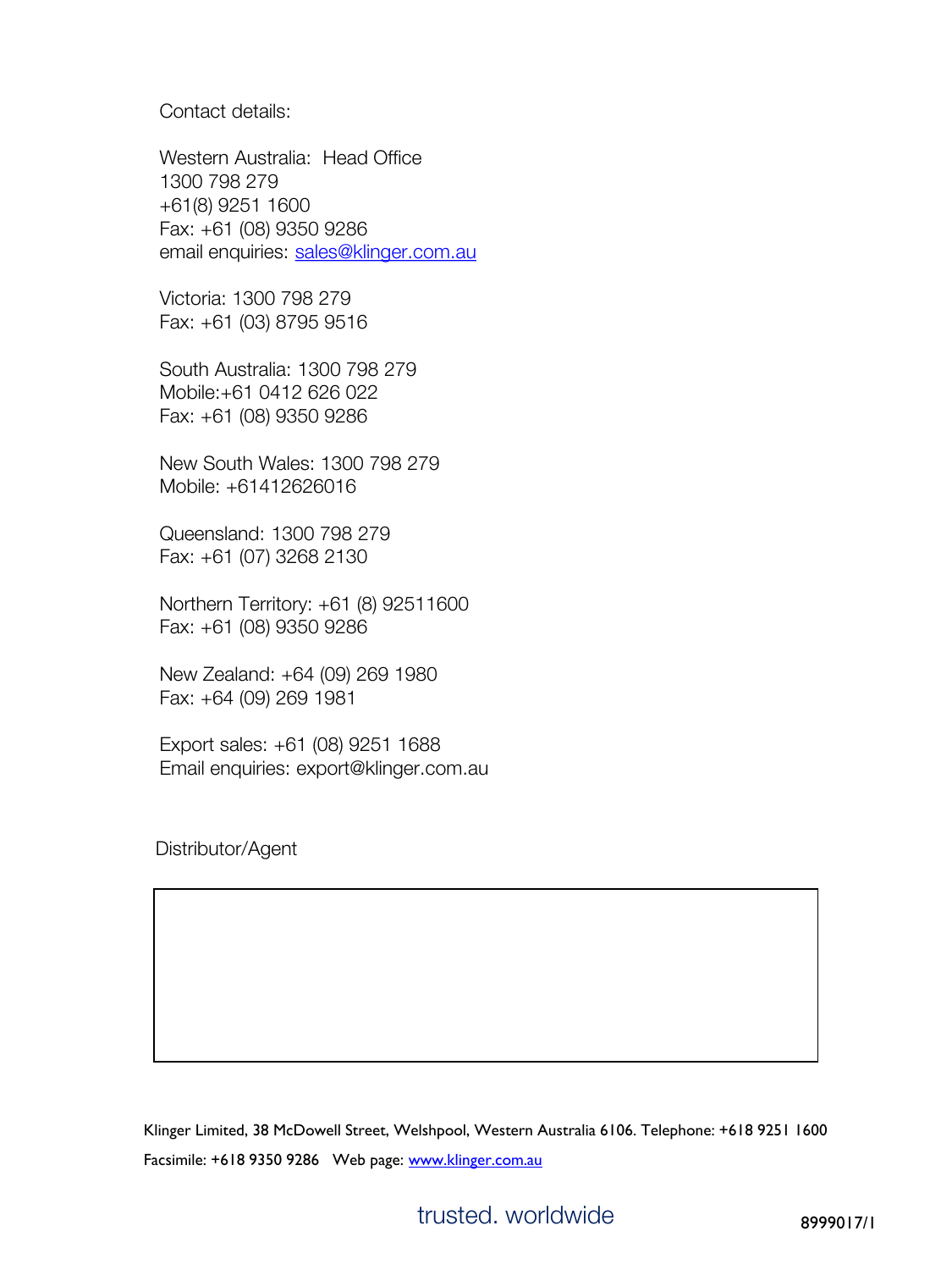Contact details:

Western Australia:  Head Office
1300 798 279
+61(8) 9251 1600
Fax: +61 (08) 9350 9286
email enquiries: sales@klinger.com.au

Victoria: 1300 798 279
Fax: +61 (03) 8795 9516

South Australia: 1300 798 279
Mobile:+61 0412 626 022
Fax: +61 (08) 9350 9286

New South Wales: 1300 798 279
Mobile: +61412626016

Queensland: 1300 798 279
Fax: +61 (07) 3268 2130

Northern Territory: +61 (8) 92511600
Fax: +61 (08) 9350 9286

New Zealand: +64 (09) 269 1980
Fax: +64 (09) 269 1981

Export sales: +61 (08) 9251 1688
Email enquiries: export@klinger.com.au

Distributor/Agent

Klinger Limited, 38 McDowell Street, Welshpool, Western Australia 6106. Telephone: +618 9251 1600
Facsimile: +618 9350 9286   Web page: www.klinger.com.au

trusted. worldwide

8999017/1